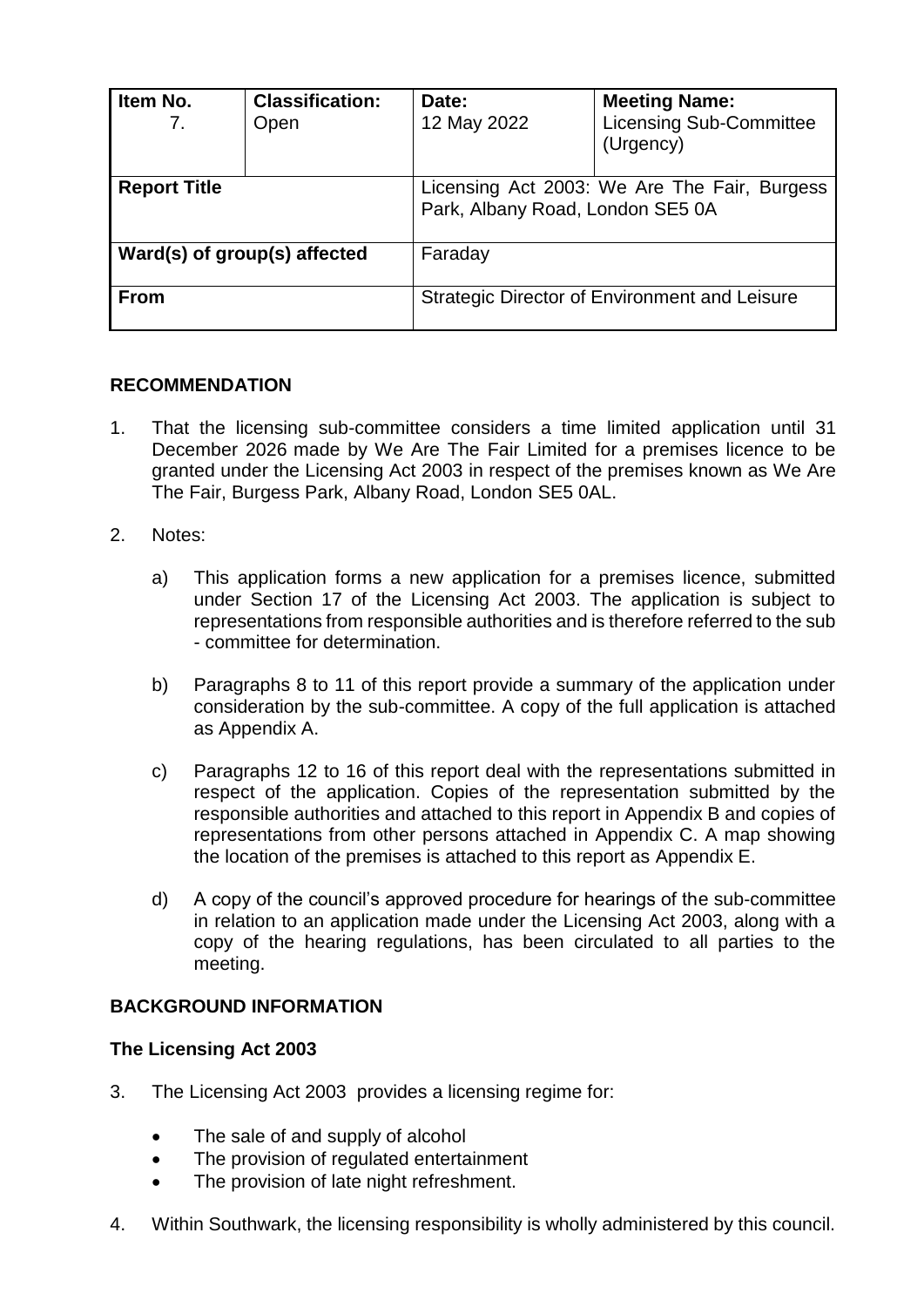| Item No. 7. | Classification: Open | Date: 12 May 2022 | Meeting Name: Licensing Sub-Committee (Urgency) |
|---|---|---|---|
| **Report Title** | | Licensing Act 2003: We Are The Fair, Burgess Park, Albany Road, London SE5 0A | |
| **Ward(s) of group(s) affected** | | Faraday | |
| **From** | | Strategic Director of Environment and Leisure | |

## RECOMMENDATION

1. That the licensing sub-committee considers a time limited application until 31 December 2026 made by We Are The Fair Limited for a premises licence to be granted under the Licensing Act 2003 in respect of the premises known as We Are The Fair, Burgess Park, Albany Road, London SE5 0AL.

2. Notes:

   a) This application forms a new application for a premises licence, submitted under Section 17 of the Licensing Act 2003. The application is subject to representations from responsible authorities and is therefore referred to the sub - committee for determination.

   b) Paragraphs 8 to 11 of this report provide a summary of the application under consideration by the sub-committee. A copy of the full application is attached as Appendix A.

   c) Paragraphs 12 to 16 of this report deal with the representations submitted in respect of the application. Copies of the representation submitted by the responsible authorities and attached to this report in Appendix B and copies of representations from other persons attached in Appendix C. A map showing the location of the premises is attached to this report as Appendix E.

   d) A copy of the council's approved procedure for hearings of the sub-committee in relation to an application made under the Licensing Act 2003, along with a copy of the hearing regulations, has been circulated to all parties to the meeting.

## BACKGROUND INFORMATION

### The Licensing Act 2003

3. The Licensing Act 2003 provides a licensing regime for:

   - The sale of and supply of alcohol
   - The provision of regulated entertainment
   - The provision of late night refreshment.

4. Within Southwark, the licensing responsibility is wholly administered by this council.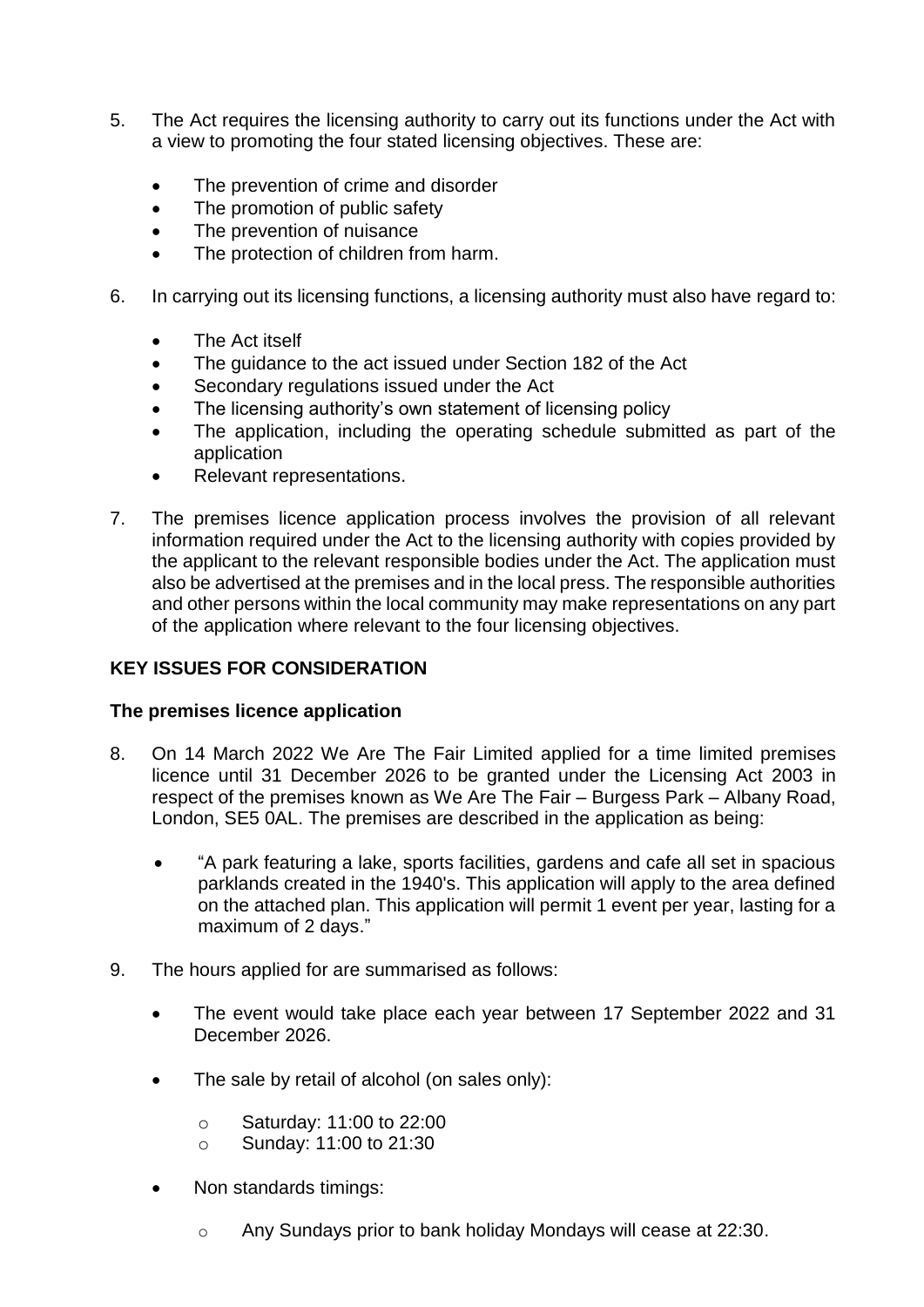5. The Act requires the licensing authority to carry out its functions under the Act with a view to promoting the four stated licensing objectives. These are:

    - The prevention of crime and disorder
    - The promotion of public safety
    - The prevention of nuisance
    - The protection of children from harm.

6. In carrying out its licensing functions, a licensing authority must also have regard to:

    - The Act itself
    - The guidance to the act issued under Section 182 of the Act
    - Secondary regulations issued under the Act
    - The licensing authority's own statement of licensing policy
    - The application, including the operating schedule submitted as part of the application
    - Relevant representations.

7. The premises licence application process involves the provision of all relevant information required under the Act to the licensing authority with copies provided by the applicant to the relevant responsible bodies under the Act. The application must also be advertised at the premises and in the local press. The responsible authorities and other persons within the local community may make representations on any part of the application where relevant to the four licensing objectives.

## KEY ISSUES FOR CONSIDERATION

### The premises licence application

8. On 14 March 2022 We Are The Fair Limited applied for a time limited premises licence until 31 December 2026 to be granted under the Licensing Act 2003 in respect of the premises known as We Are The Fair – Burgess Park – Albany Road, London, SE5 0AL. The premises are described in the application as being:

    - "A park featuring a lake, sports facilities, gardens and cafe all set in spacious parklands created in the 1940's. This application will apply to the area defined on the attached plan. This application will permit 1 event per year, lasting for a maximum of 2 days."

9. The hours applied for are summarised as follows:

    - The event would take place each year between 17 September 2022 and 31 December 2026.
    - The sale by retail of alcohol (on sales only):
        - Saturday: 11:00 to 22:00
        - Sunday: 11:00 to 21:30
    - Non standards timings:
        - Any Sundays prior to bank holiday Mondays will cease at 22:30.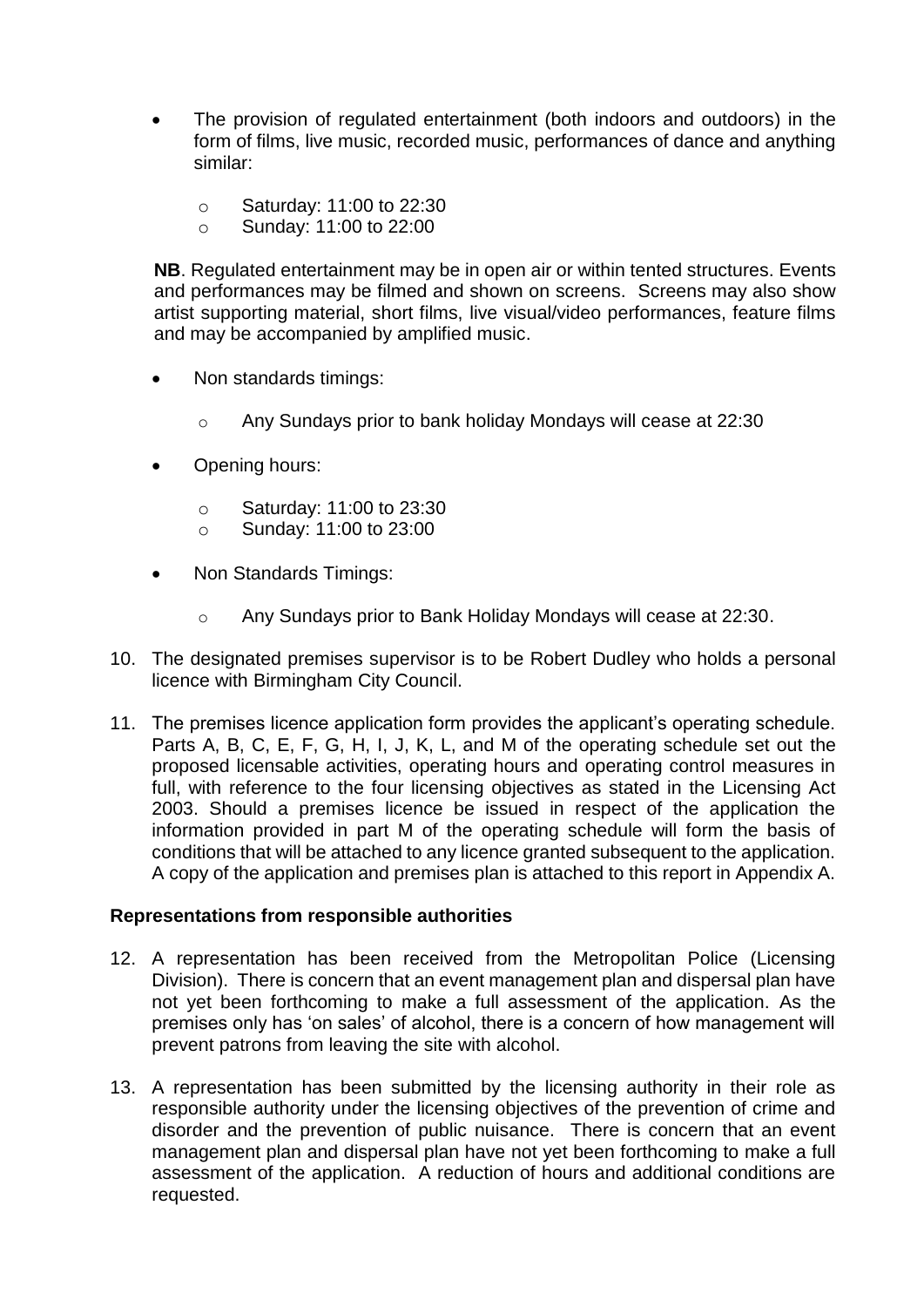- The provision of regulated entertainment (both indoors and outdoors) in the form of films, live music, recorded music, performances of dance and anything similar:
  - Saturday: 11:00 to 22:30
  - Sunday: 11:00 to 22:00

  **NB**. Regulated entertainment may be in open air or within tented structures. Events and performances may be filmed and shown on screens. Screens may also show artist supporting material, short films, live visual/video performances, feature films and may be accompanied by amplified music.

- Non standards timings:
  - Any Sundays prior to bank holiday Mondays will cease at 22:30

- Opening hours:
  - Saturday: 11:00 to 23:30
  - Sunday: 11:00 to 23:00

- Non Standards Timings:
  - Any Sundays prior to Bank Holiday Mondays will cease at 22:30.

10. The designated premises supervisor is to be Robert Dudley who holds a personal licence with Birmingham City Council.

11. The premises licence application form provides the applicant's operating schedule. Parts A, B, C, E, F, G, H, I, J, K, L, and M of the operating schedule set out the proposed licensable activities, operating hours and operating control measures in full, with reference to the four licensing objectives as stated in the Licensing Act 2003. Should a premises licence be issued in respect of the application the information provided in part M of the operating schedule will form the basis of conditions that will be attached to any licence granted subsequent to the application. A copy of the application and premises plan is attached to this report in Appendix A.

**Representations from responsible authorities**

12. A representation has been received from the Metropolitan Police (Licensing Division). There is concern that an event management plan and dispersal plan have not yet been forthcoming to make a full assessment of the application. As the premises only has 'on sales' of alcohol, there is a concern of how management will prevent patrons from leaving the site with alcohol.

13. A representation has been submitted by the licensing authority in their role as responsible authority under the licensing objectives of the prevention of crime and disorder and the prevention of public nuisance. There is concern that an event management plan and dispersal plan have not yet been forthcoming to make a full assessment of the application. A reduction of hours and additional conditions are requested.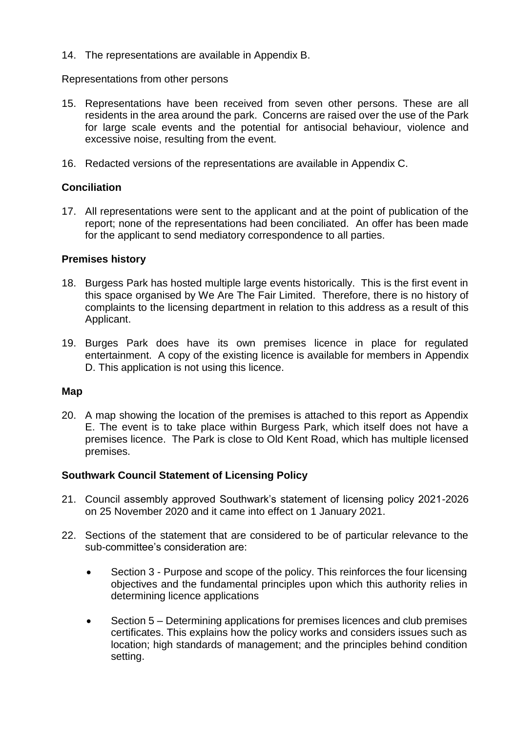14. The representations are available in Appendix B.

Representations from other persons

15. Representations have been received from seven other persons. These are all residents in the area around the park. Concerns are raised over the use of the Park for large scale events and the potential for antisocial behaviour, violence and excessive noise, resulting from the event.

16. Redacted versions of the representations are available in Appendix C.

**Conciliation**

17. All representations were sent to the applicant and at the point of publication of the report; none of the representations had been conciliated. An offer has been made for the applicant to send mediatory correspondence to all parties.

**Premises history**

18. Burgess Park has hosted multiple large events historically. This is the first event in this space organised by We Are The Fair Limited. Therefore, there is no history of complaints to the licensing department in relation to this address as a result of this Applicant.

19. Burges Park does have its own premises licence in place for regulated entertainment. A copy of the existing licence is available for members in Appendix D. This application is not using this licence.

**Map**

20. A map showing the location of the premises is attached to this report as Appendix E. The event is to take place within Burgess Park, which itself does not have a premises licence. The Park is close to Old Kent Road, which has multiple licensed premises.

**Southwark Council Statement of Licensing Policy**

21. Council assembly approved Southwark's statement of licensing policy 2021-2026 on 25 November 2020 and it came into effect on 1 January 2021.

22. Sections of the statement that are considered to be of particular relevance to the sub-committee's consideration are:

    - Section 3 - Purpose and scope of the policy. This reinforces the four licensing objectives and the fundamental principles upon which this authority relies in determining licence applications

    - Section 5 – Determining applications for premises licences and club premises certificates. This explains how the policy works and considers issues such as location; high standards of management; and the principles behind condition setting.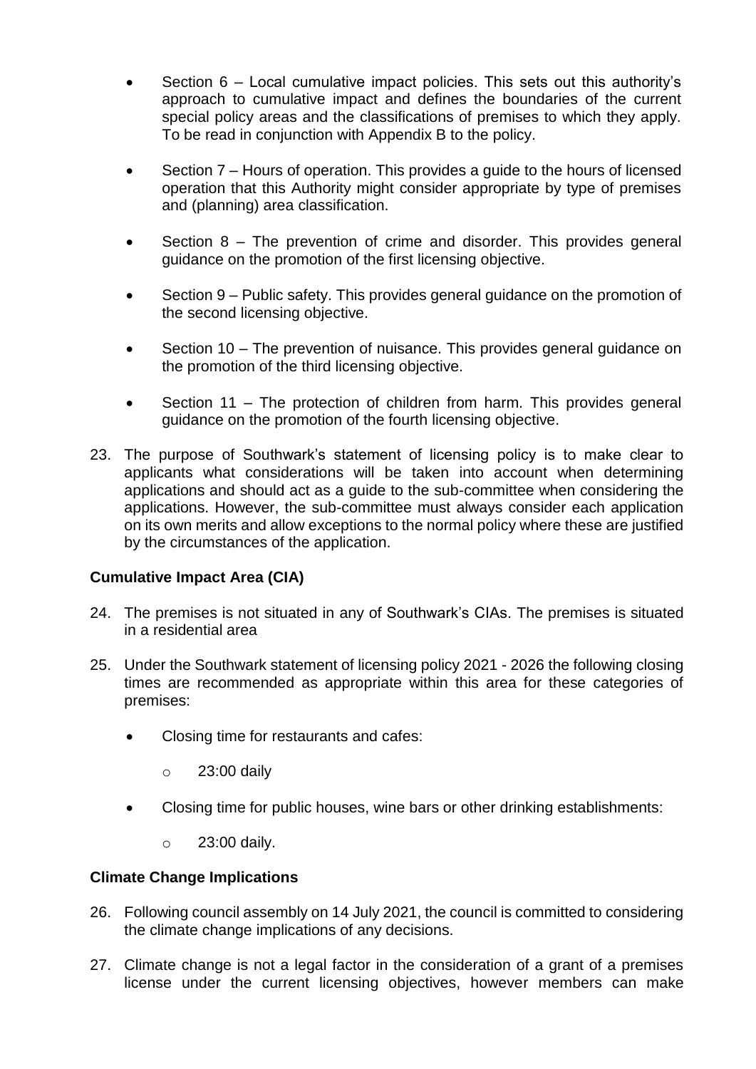- Section 6 – Local cumulative impact policies. This sets out this authority's approach to cumulative impact and defines the boundaries of the current special policy areas and the classifications of premises to which they apply. To be read in conjunction with Appendix B to the policy.

- Section 7 – Hours of operation. This provides a guide to the hours of licensed operation that this Authority might consider appropriate by type of premises and (planning) area classification.

- Section 8 – The prevention of crime and disorder. This provides general guidance on the promotion of the first licensing objective.

- Section 9 – Public safety. This provides general guidance on the promotion of the second licensing objective.

- Section 10 – The prevention of nuisance. This provides general guidance on the promotion of the third licensing objective.

- Section 11 – The protection of children from harm. This provides general guidance on the promotion of the fourth licensing objective.

23. The purpose of Southwark's statement of licensing policy is to make clear to applicants what considerations will be taken into account when determining applications and should act as a guide to the sub-committee when considering the applications. However, the sub-committee must always consider each application on its own merits and allow exceptions to the normal policy where these are justified by the circumstances of the application.

**Cumulative Impact Area (CIA)**

24. The premises is not situated in any of Southwark's CIAs. The premises is situated in a residential area

25. Under the Southwark statement of licensing policy 2021 - 2026 the following closing times are recommended as appropriate within this area for these categories of premises:

    - Closing time for restaurants and cafes:
        - 23:00 daily
    - Closing time for public houses, wine bars or other drinking establishments:
        - 23:00 daily.

**Climate Change Implications**

26. Following council assembly on 14 July 2021, the council is committed to considering the climate change implications of any decisions.

27. Climate change is not a legal factor in the consideration of a grant of a premises license under the current licensing objectives, however members can make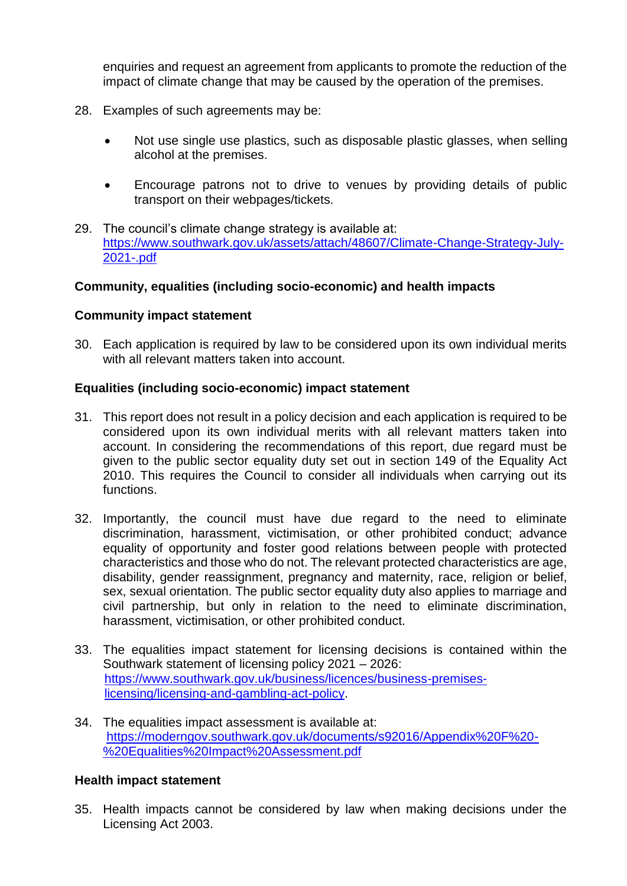enquiries and request an agreement from applicants to promote the reduction of the impact of climate change that may be caused by the operation of the premises.

28. Examples of such agreements may be:

    - Not use single use plastics, such as disposable plastic glasses, when selling alcohol at the premises.

    - Encourage patrons not to drive to venues by providing details of public transport on their webpages/tickets.

29. The council's climate change strategy is available at: [https://www.southwark.gov.uk/assets/attach/48607/Climate-Change-Strategy-July-2021-.pdf](https://www.southwark.gov.uk/assets/attach/48607/Climate-Change-Strategy-July-2021-.pdf)

**Community, equalities (including socio-economic) and health impacts**

**Community impact statement**

30. Each application is required by law to be considered upon its own individual merits with all relevant matters taken into account.

**Equalities (including socio-economic) impact statement**

31. This report does not result in a policy decision and each application is required to be considered upon its own individual merits with all relevant matters taken into account. In considering the recommendations of this report, due regard must be given to the public sector equality duty set out in section 149 of the Equality Act 2010. This requires the Council to consider all individuals when carrying out its functions.

32. Importantly, the council must have due regard to the need to eliminate discrimination, harassment, victimisation, or other prohibited conduct; advance equality of opportunity and foster good relations between people with protected characteristics and those who do not. The relevant protected characteristics are age, disability, gender reassignment, pregnancy and maternity, race, religion or belief, sex, sexual orientation. The public sector equality duty also applies to marriage and civil partnership, but only in relation to the need to eliminate discrimination, harassment, victimisation, or other prohibited conduct.

33. The equalities impact statement for licensing decisions is contained within the Southwark statement of licensing policy 2021 – 2026: [https://www.southwark.gov.uk/business/licences/business-premises-licensing/licensing-and-gambling-act-policy](https://www.southwark.gov.uk/business/licences/business-premises-licensing/licensing-and-gambling-act-policy).

34. The equalities impact assessment is available at: [https://moderngov.southwark.gov.uk/documents/s92016/Appendix%20F%20-%20Equalities%20Impact%20Assessment.pdf](https://moderngov.southwark.gov.uk/documents/s92016/Appendix%20F%20-%20Equalities%20Impact%20Assessment.pdf)

**Health impact statement**

35. Health impacts cannot be considered by law when making decisions under the Licensing Act 2003.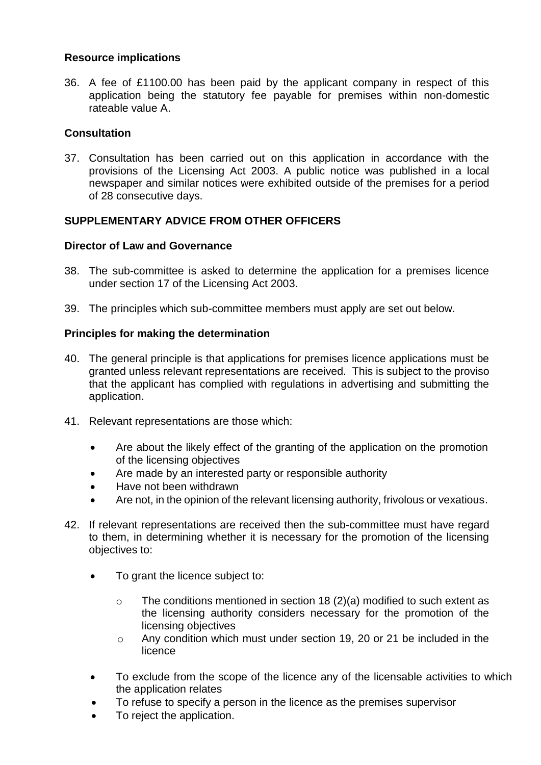**Resource implications**

36. A fee of £1100.00 has been paid by the applicant company in respect of this application being the statutory fee payable for premises within non-domestic rateable value A.

**Consultation**

37. Consultation has been carried out on this application in accordance with the provisions of the Licensing Act 2003. A public notice was published in a local newspaper and similar notices were exhibited outside of the premises for a period of 28 consecutive days.

**SUPPLEMENTARY ADVICE FROM OTHER OFFICERS**

**Director of Law and Governance**

38. The sub-committee is asked to determine the application for a premises licence under section 17 of the Licensing Act 2003.

39. The principles which sub-committee members must apply are set out below.

**Principles for making the determination**

40. The general principle is that applications for premises licence applications must be granted unless relevant representations are received. This is subject to the proviso that the applicant has complied with regulations in advertising and submitting the application.

41. Relevant representations are those which:

    - Are about the likely effect of the granting of the application on the promotion of the licensing objectives
    - Are made by an interested party or responsible authority
    - Have not been withdrawn
    - Are not, in the opinion of the relevant licensing authority, frivolous or vexatious.

42. If relevant representations are received then the sub-committee must have regard to them, in determining whether it is necessary for the promotion of the licensing objectives to:

    - To grant the licence subject to:
        - The conditions mentioned in section 18 (2)(a) modified to such extent as the licensing authority considers necessary for the promotion of the licensing objectives
        - Any condition which must under section 19, 20 or 21 be included in the licence
    - To exclude from the scope of the licence any of the licensable activities to which the application relates
    - To refuse to specify a person in the licence as the premises supervisor
    - To reject the application.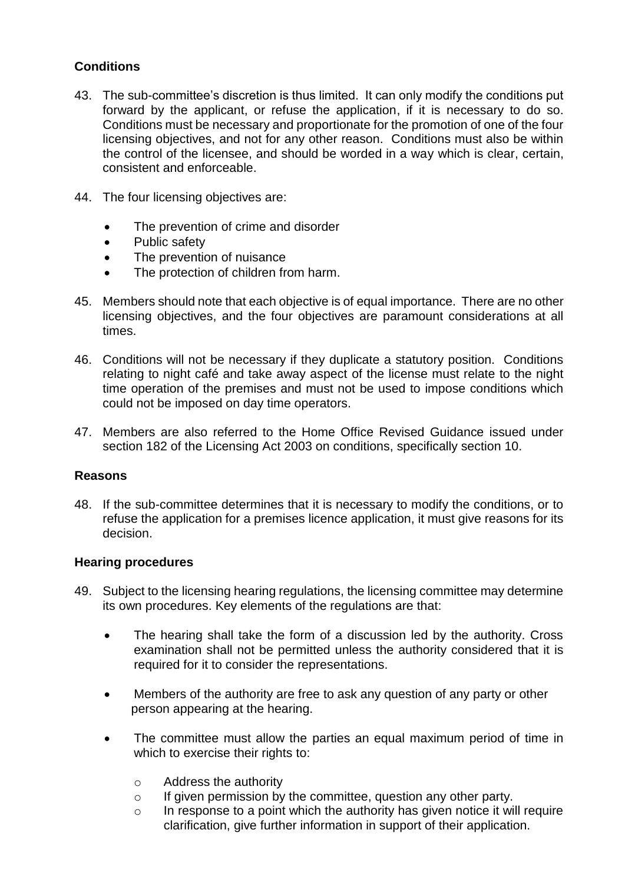## Conditions

43. The sub-committee's discretion is thus limited. It can only modify the conditions put forward by the applicant, or refuse the application, if it is necessary to do so. Conditions must be necessary and proportionate for the promotion of one of the four licensing objectives, and not for any other reason. Conditions must also be within the control of the licensee, and should be worded in a way which is clear, certain, consistent and enforceable.

44. The four licensing objectives are:

    - The prevention of crime and disorder
    - Public safety
    - The prevention of nuisance
    - The protection of children from harm.

45. Members should note that each objective is of equal importance. There are no other licensing objectives, and the four objectives are paramount considerations at all times.

46. Conditions will not be necessary if they duplicate a statutory position. Conditions relating to night café and take away aspect of the license must relate to the night time operation of the premises and must not be used to impose conditions which could not be imposed on day time operators.

47. Members are also referred to the Home Office Revised Guidance issued under section 182 of the Licensing Act 2003 on conditions, specifically section 10.

## Reasons

48. If the sub-committee determines that it is necessary to modify the conditions, or to refuse the application for a premises licence application, it must give reasons for its decision.

## Hearing procedures

49. Subject to the licensing hearing regulations, the licensing committee may determine its own procedures. Key elements of the regulations are that:

    - The hearing shall take the form of a discussion led by the authority. Cross examination shall not be permitted unless the authority considered that it is required for it to consider the representations.

    - Members of the authority are free to ask any question of any party or other person appearing at the hearing.

    - The committee must allow the parties an equal maximum period of time in which to exercise their rights to:

        - Address the authority
        - If given permission by the committee, question any other party.
        - In response to a point which the authority has given notice it will require clarification, give further information in support of their application.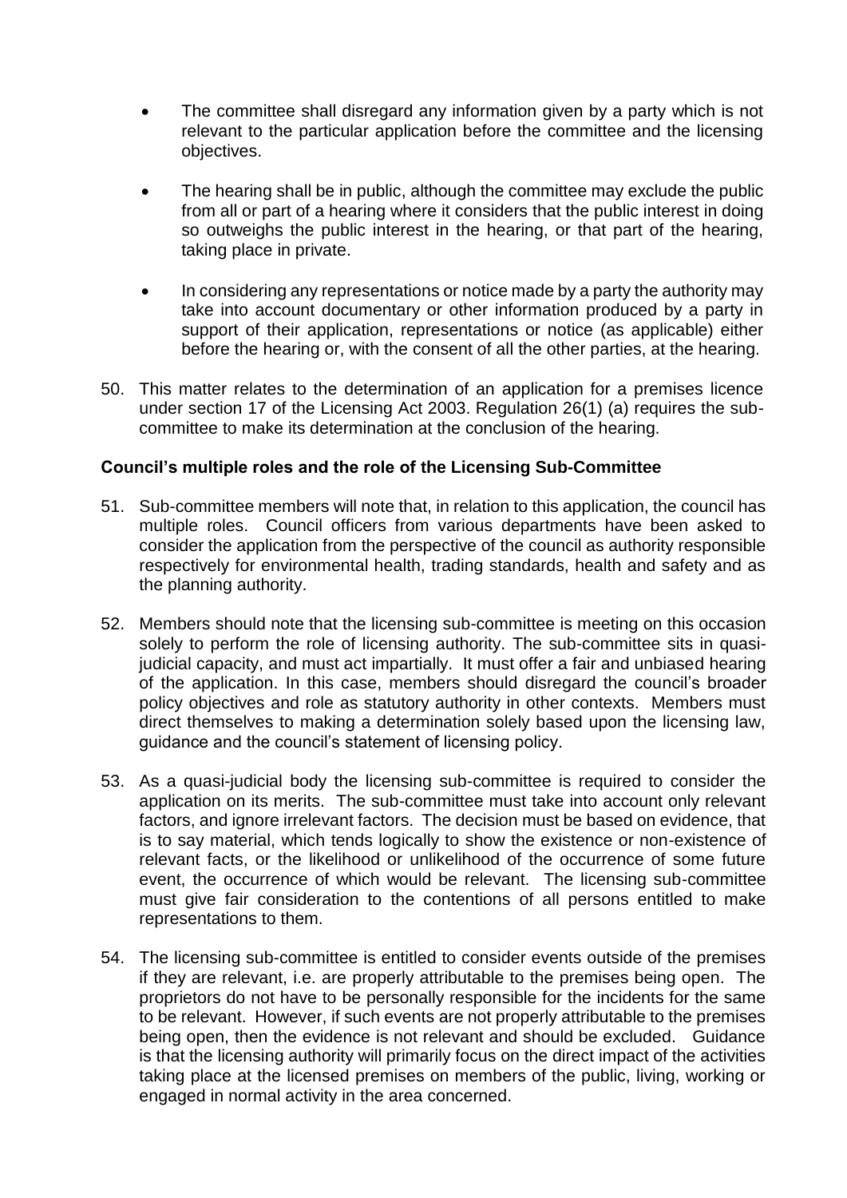- The committee shall disregard any information given by a party which is not relevant to the particular application before the committee and the licensing objectives.
- The hearing shall be in public, although the committee may exclude the public from all or part of a hearing where it considers that the public interest in doing so outweighs the public interest in the hearing, or that part of the hearing, taking place in private.
- In considering any representations or notice made by a party the authority may take into account documentary or other information produced by a party in support of their application, representations or notice (as applicable) either before the hearing or, with the consent of all the other parties, at the hearing.

50. This matter relates to the determination of an application for a premises licence under section 17 of the Licensing Act 2003. Regulation 26(1) (a) requires the sub-committee to make its determination at the conclusion of the hearing.

**Council's multiple roles and the role of the Licensing Sub-Committee**

51. Sub-committee members will note that, in relation to this application, the council has multiple roles. Council officers from various departments have been asked to consider the application from the perspective of the council as authority responsible respectively for environmental health, trading standards, health and safety and as the planning authority.

52. Members should note that the licensing sub-committee is meeting on this occasion solely to perform the role of licensing authority. The sub-committee sits in quasi-judicial capacity, and must act impartially. It must offer a fair and unbiased hearing of the application. In this case, members should disregard the council's broader policy objectives and role as statutory authority in other contexts. Members must direct themselves to making a determination solely based upon the licensing law, guidance and the council's statement of licensing policy.

53. As a quasi-judicial body the licensing sub-committee is required to consider the application on its merits. The sub-committee must take into account only relevant factors, and ignore irrelevant factors. The decision must be based on evidence, that is to say material, which tends logically to show the existence or non-existence of relevant facts, or the likelihood or unlikelihood of the occurrence of some future event, the occurrence of which would be relevant. The licensing sub-committee must give fair consideration to the contentions of all persons entitled to make representations to them.

54. The licensing sub-committee is entitled to consider events outside of the premises if they are relevant, i.e. are properly attributable to the premises being open. The proprietors do not have to be personally responsible for the incidents for the same to be relevant. However, if such events are not properly attributable to the premises being open, then the evidence is not relevant and should be excluded. Guidance is that the licensing authority will primarily focus on the direct impact of the activities taking place at the licensed premises on members of the public, living, working or engaged in normal activity in the area concerned.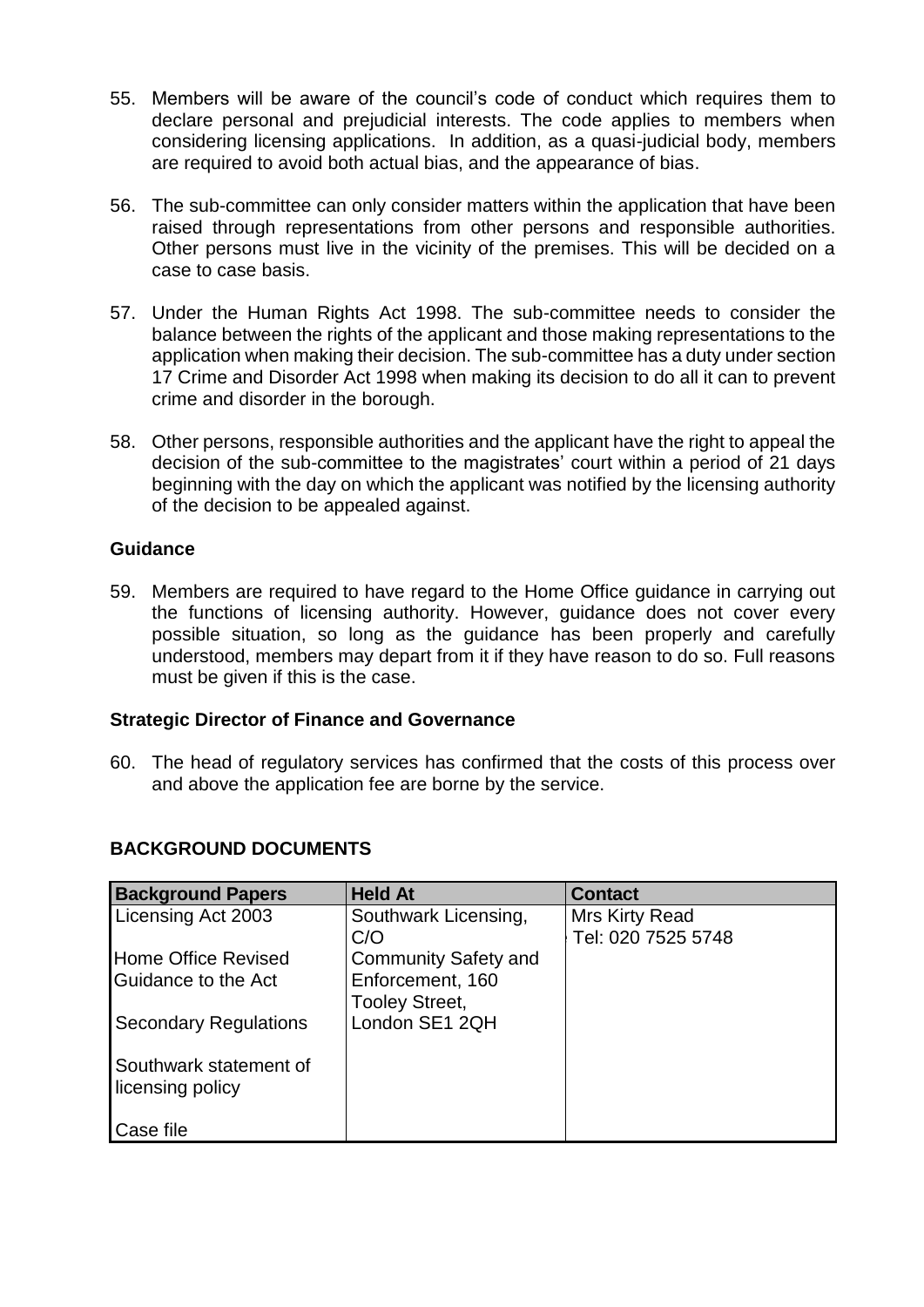55. Members will be aware of the council's code of conduct which requires them to declare personal and prejudicial interests. The code applies to members when considering licensing applications. In addition, as a quasi-judicial body, members are required to avoid both actual bias, and the appearance of bias.

56. The sub-committee can only consider matters within the application that have been raised through representations from other persons and responsible authorities. Other persons must live in the vicinity of the premises. This will be decided on a case to case basis.

57. Under the Human Rights Act 1998. The sub-committee needs to consider the balance between the rights of the applicant and those making representations to the application when making their decision. The sub-committee has a duty under section 17 Crime and Disorder Act 1998 when making its decision to do all it can to prevent crime and disorder in the borough.

58. Other persons, responsible authorities and the applicant have the right to appeal the decision of the sub-committee to the magistrates' court within a period of 21 days beginning with the day on which the applicant was notified by the licensing authority of the decision to be appealed against.

**Guidance**

59. Members are required to have regard to the Home Office guidance in carrying out the functions of licensing authority. However, guidance does not cover every possible situation, so long as the guidance has been properly and carefully understood, members may depart from it if they have reason to do so. Full reasons must be given if this is the case.

**Strategic Director of Finance and Governance**

60. The head of regulatory services has confirmed that the costs of this process over and above the application fee are borne by the service.

## BACKGROUND DOCUMENTS

| Background Papers | Held At | Contact |
|---|---|---|
| Licensing Act 2003<br><br>Home Office Revised Guidance to the Act<br><br>Secondary Regulations<br><br>Southwark statement of licensing policy<br><br>Case file | Southwark Licensing, C/O Community Safety and Enforcement, 160 Tooley Street, London SE1 2QH | Mrs Kirty Read<br>Tel: 020 7525 5748 |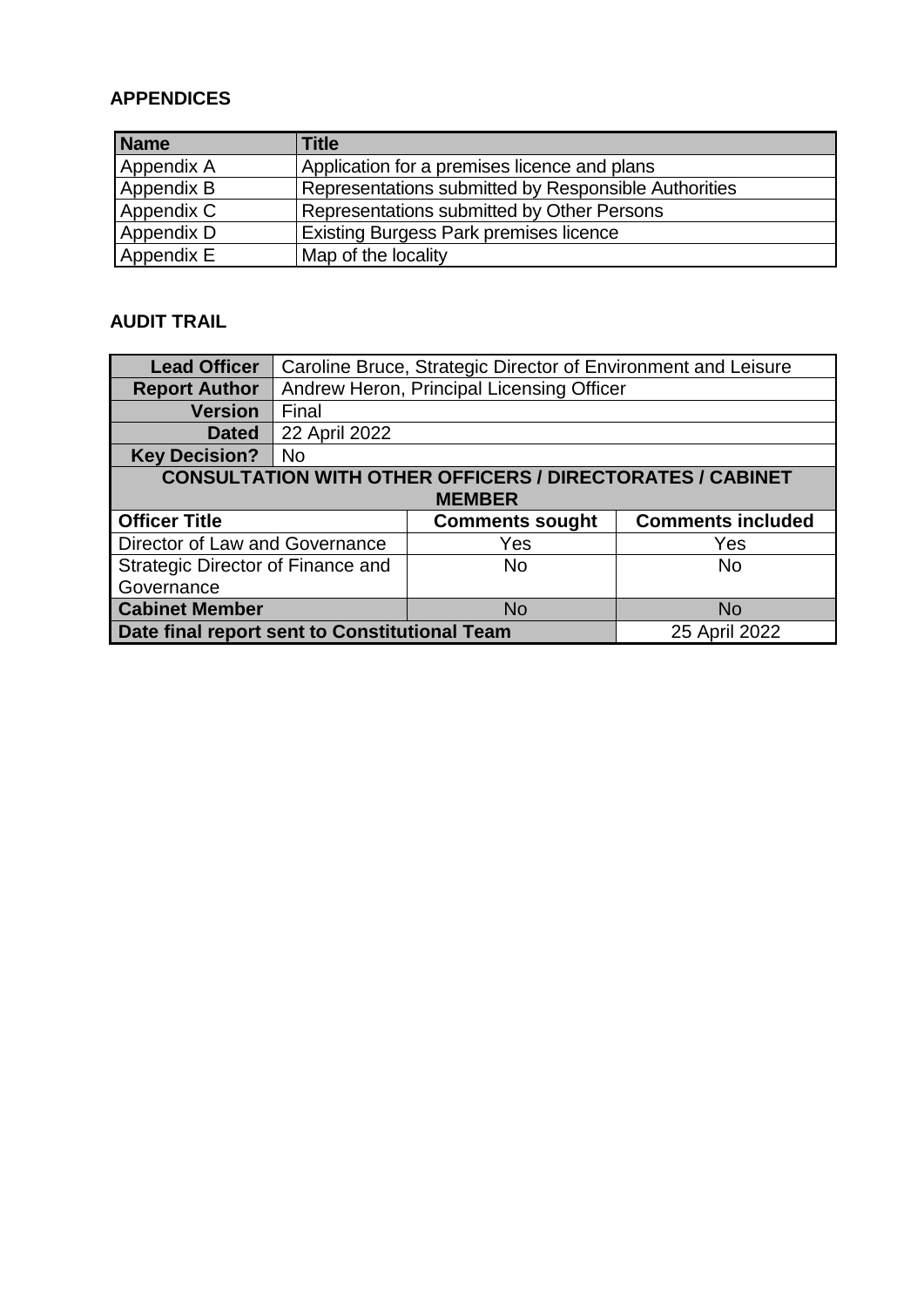## APPENDICES

| Name | Title |
|---|---|
| Appendix A | Application for a premises licence and plans |
| Appendix B | Representations submitted by Responsible Authorities |
| Appendix C | Representations submitted by Other Persons |
| Appendix D | Existing Burgess Park premises licence |
| Appendix E | Map of the locality |

## AUDIT TRAIL

| | | | |
|---|---|---|---|
| **Lead Officer** | Caroline Bruce, Strategic Director of Environment and Leisure | | |
| **Report Author** | Andrew Heron, Principal Licensing Officer | | |
| **Version** | Final | | |
| **Dated** | 22 April 2022 | | |
| **Key Decision?** | No | | |
| **CONSULTATION WITH OTHER OFFICERS / DIRECTORATES / CABINET MEMBER** | | | |
| **Officer Title** | | **Comments sought** | **Comments included** |
| Director of Law and Governance | | Yes | Yes |
| Strategic Director of Finance and Governance | | No | No |
| **Cabinet Member** | | No | No |
| **Date final report sent to Constitutional Team** | | | 25 April 2022 |